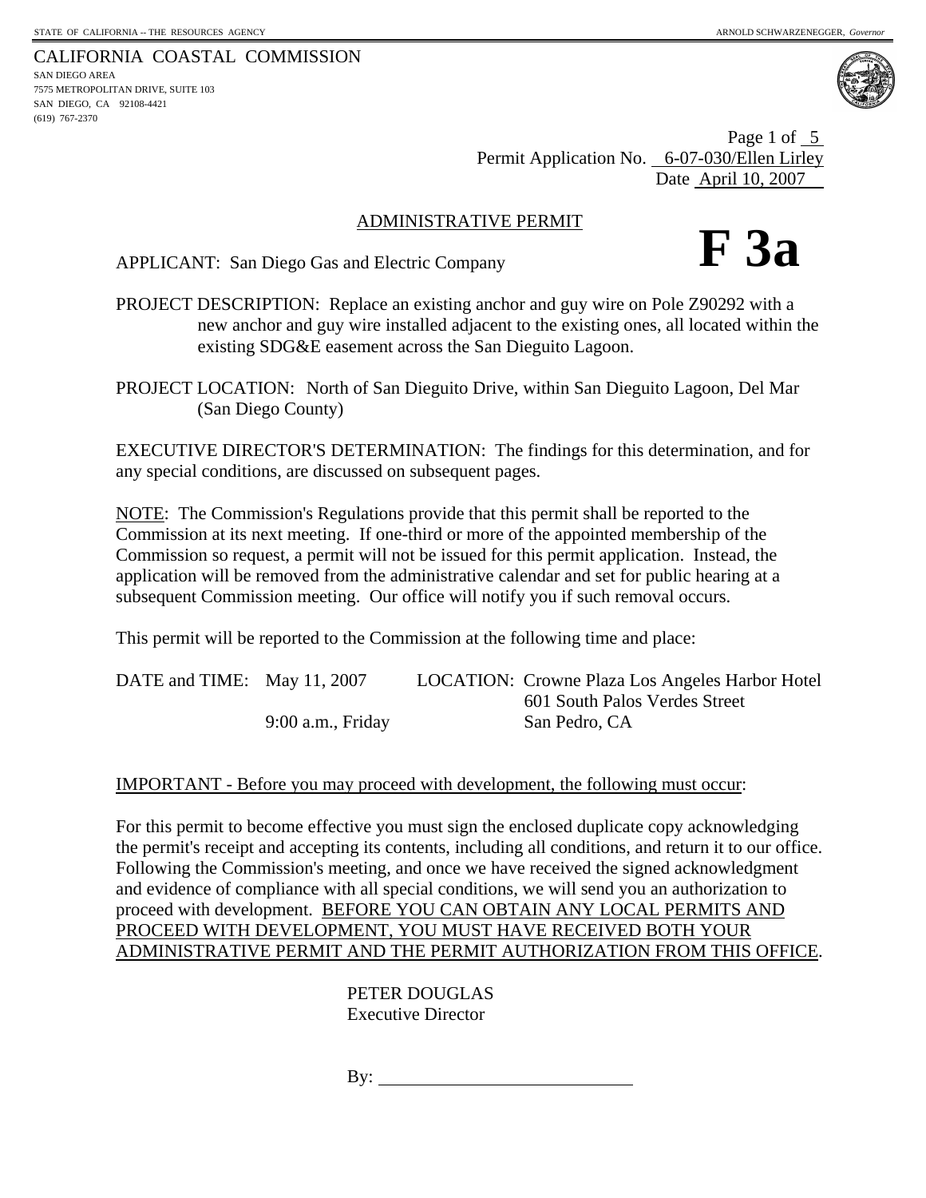STATE OF CALIFORNIA -- THE RESOURCES AGENCY ARNOLD SCHWARZENEGGER, *Governor*

CALIFORNIA COASTAL COMMISSION
SAN DIEGO AREA
7575 METROPOLITAN DRIVE, SUITE 103
SAN DIEGO, CA 92108-4421
(619) 767-2370

Page 1 of 5
Permit Application No. 6-07-030/Ellen Lirley
Date April 10, 2007

## ADMINISTRATIVE PERMIT

# F 3a

APPLICANT: San Diego Gas and Electric Company

PROJECT DESCRIPTION: Replace an existing anchor and guy wire on Pole Z90292 with a new anchor and guy wire installed adjacent to the existing ones, all located within the existing SDG&E easement across the San Dieguito Lagoon.

PROJECT LOCATION: North of San Dieguito Drive, within San Dieguito Lagoon, Del Mar (San Diego County)

EXECUTIVE DIRECTOR'S DETERMINATION: The findings for this determination, and for any special conditions, are discussed on subsequent pages.

NOTE: The Commission's Regulations provide that this permit shall be reported to the Commission at its next meeting. If one-third or more of the appointed membership of the Commission so request, a permit will not be issued for this permit application. Instead, the application will be removed from the administrative calendar and set for public hearing at a subsequent Commission meeting. Our office will notify you if such removal occurs.

This permit will be reported to the Commission at the following time and place:

DATE and TIME: May 11, 2007
9:00 a.m., Friday

LOCATION: Crowne Plaza Los Angeles Harbor Hotel
601 South Palos Verdes Street
San Pedro, CA

IMPORTANT - Before you may proceed with development, the following must occur:

For this permit to become effective you must sign the enclosed duplicate copy acknowledging the permit's receipt and accepting its contents, including all conditions, and return it to our office. Following the Commission's meeting, and once we have received the signed acknowledgment and evidence of compliance with all special conditions, we will send you an authorization to proceed with development. BEFORE YOU CAN OBTAIN ANY LOCAL PERMITS AND PROCEED WITH DEVELOPMENT, YOU MUST HAVE RECEIVED BOTH YOUR ADMINISTRATIVE PERMIT AND THE PERMIT AUTHORIZATION FROM THIS OFFICE.

PETER DOUGLAS
Executive Director

By: ____________________________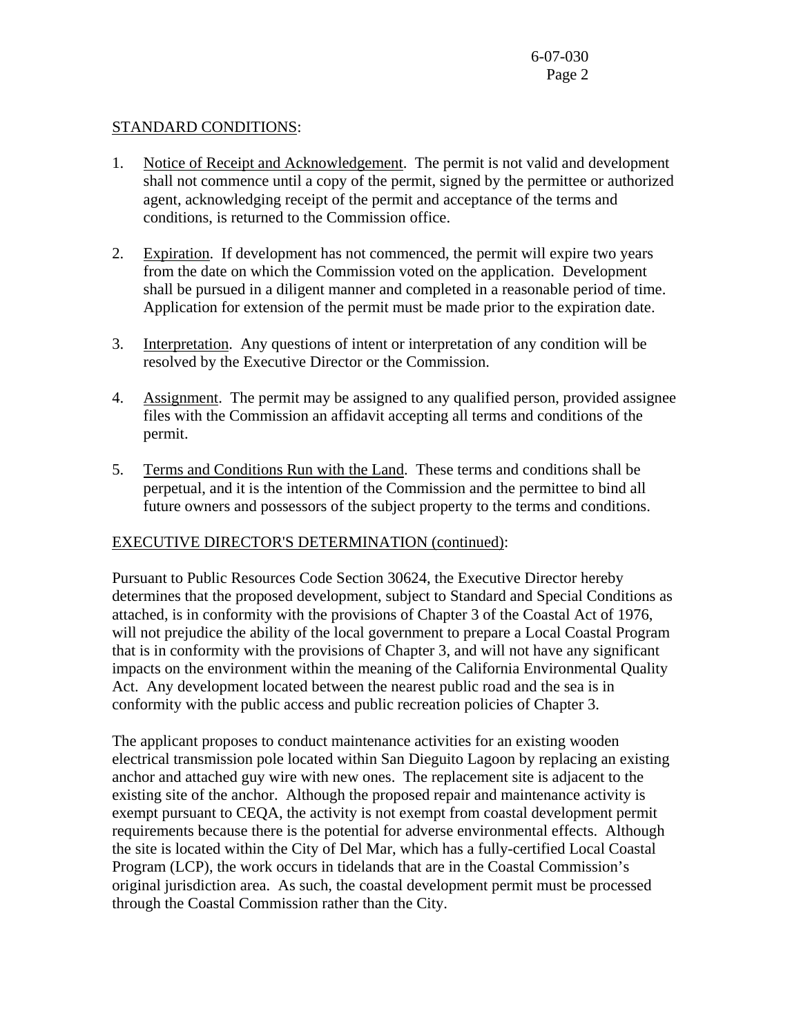STANDARD CONDITIONS:

1. Notice of Receipt and Acknowledgement. The permit is not valid and development shall not commence until a copy of the permit, signed by the permittee or authorized agent, acknowledging receipt of the permit and acceptance of the terms and conditions, is returned to the Commission office.

2. Expiration. If development has not commenced, the permit will expire two years from the date on which the Commission voted on the application. Development shall be pursued in a diligent manner and completed in a reasonable period of time. Application for extension of the permit must be made prior to the expiration date.

3. Interpretation. Any questions of intent or interpretation of any condition will be resolved by the Executive Director or the Commission.

4. Assignment. The permit may be assigned to any qualified person, provided assignee files with the Commission an affidavit accepting all terms and conditions of the permit.

5. Terms and Conditions Run with the Land. These terms and conditions shall be perpetual, and it is the intention of the Commission and the permittee to bind all future owners and possessors of the subject property to the terms and conditions.

EXECUTIVE DIRECTOR'S DETERMINATION (continued):

Pursuant to Public Resources Code Section 30624, the Executive Director hereby determines that the proposed development, subject to Standard and Special Conditions as attached, is in conformity with the provisions of Chapter 3 of the Coastal Act of 1976, will not prejudice the ability of the local government to prepare a Local Coastal Program that is in conformity with the provisions of Chapter 3, and will not have any significant impacts on the environment within the meaning of the California Environmental Quality Act. Any development located between the nearest public road and the sea is in conformity with the public access and public recreation policies of Chapter 3.

The applicant proposes to conduct maintenance activities for an existing wooden electrical transmission pole located within San Dieguito Lagoon by replacing an existing anchor and attached guy wire with new ones. The replacement site is adjacent to the existing site of the anchor. Although the proposed repair and maintenance activity is exempt pursuant to CEQA, the activity is not exempt from coastal development permit requirements because there is the potential for adverse environmental effects. Although the site is located within the City of Del Mar, which has a fully-certified Local Coastal Program (LCP), the work occurs in tidelands that are in the Coastal Commission's original jurisdiction area. As such, the coastal development permit must be processed through the Coastal Commission rather than the City.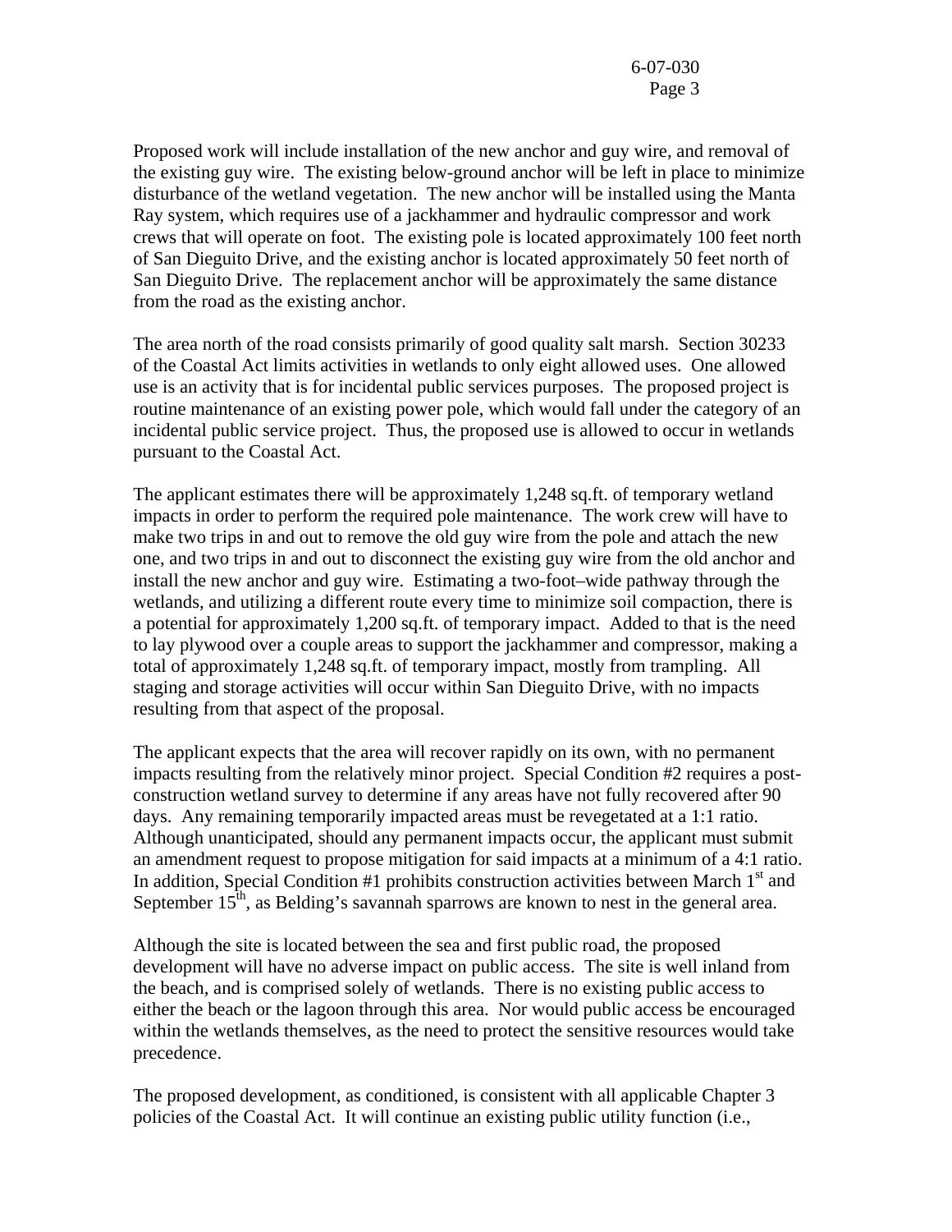Proposed work will include installation of the new anchor and guy wire, and removal of the existing guy wire. The existing below-ground anchor will be left in place to minimize disturbance of the wetland vegetation. The new anchor will be installed using the Manta Ray system, which requires use of a jackhammer and hydraulic compressor and work crews that will operate on foot. The existing pole is located approximately 100 feet north of San Dieguito Drive, and the existing anchor is located approximately 50 feet north of San Dieguito Drive. The replacement anchor will be approximately the same distance from the road as the existing anchor.

The area north of the road consists primarily of good quality salt marsh. Section 30233 of the Coastal Act limits activities in wetlands to only eight allowed uses. One allowed use is an activity that is for incidental public services purposes. The proposed project is routine maintenance of an existing power pole, which would fall under the category of an incidental public service project. Thus, the proposed use is allowed to occur in wetlands pursuant to the Coastal Act.

The applicant estimates there will be approximately 1,248 sq.ft. of temporary wetland impacts in order to perform the required pole maintenance. The work crew will have to make two trips in and out to remove the old guy wire from the pole and attach the new one, and two trips in and out to disconnect the existing guy wire from the old anchor and install the new anchor and guy wire. Estimating a two-foot–wide pathway through the wetlands, and utilizing a different route every time to minimize soil compaction, there is a potential for approximately 1,200 sq.ft. of temporary impact. Added to that is the need to lay plywood over a couple areas to support the jackhammer and compressor, making a total of approximately 1,248 sq.ft. of temporary impact, mostly from trampling. All staging and storage activities will occur within San Dieguito Drive, with no impacts resulting from that aspect of the proposal.

The applicant expects that the area will recover rapidly on its own, with no permanent impacts resulting from the relatively minor project. Special Condition #2 requires a post-construction wetland survey to determine if any areas have not fully recovered after 90 days. Any remaining temporarily impacted areas must be revegetated at a 1:1 ratio. Although unanticipated, should any permanent impacts occur, the applicant must submit an amendment request to propose mitigation for said impacts at a minimum of a 4:1 ratio. In addition, Special Condition #1 prohibits construction activities between March 1st and September 15th, as Belding's savannah sparrows are known to nest in the general area.

Although the site is located between the sea and first public road, the proposed development will have no adverse impact on public access. The site is well inland from the beach, and is comprised solely of wetlands. There is no existing public access to either the beach or the lagoon through this area. Nor would public access be encouraged within the wetlands themselves, as the need to protect the sensitive resources would take precedence.

The proposed development, as conditioned, is consistent with all applicable Chapter 3 policies of the Coastal Act. It will continue an existing public utility function (i.e.,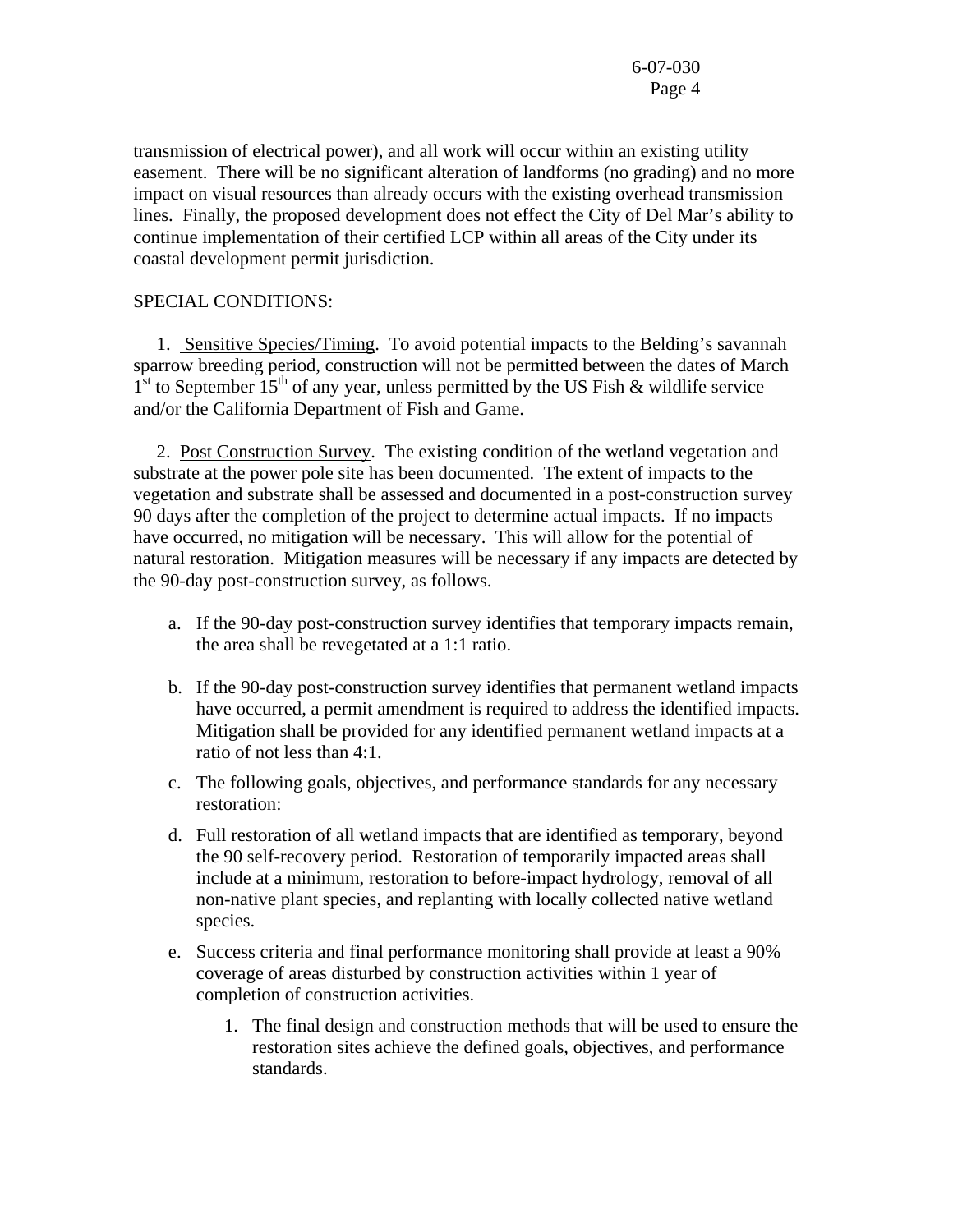transmission of electrical power), and all work will occur within an existing utility easement. There will be no significant alteration of landforms (no grading) and no more impact on visual resources than already occurs with the existing overhead transmission lines. Finally, the proposed development does not effect the City of Del Mar's ability to continue implementation of their certified LCP within all areas of the City under its coastal development permit jurisdiction.

SPECIAL CONDITIONS:

1. Sensitive Species/Timing. To avoid potential impacts to the Belding's savannah sparrow breeding period, construction will not be permitted between the dates of March 1st to September 15th of any year, unless permitted by the US Fish & wildlife service and/or the California Department of Fish and Game.

2. Post Construction Survey. The existing condition of the wetland vegetation and substrate at the power pole site has been documented. The extent of impacts to the vegetation and substrate shall be assessed and documented in a post-construction survey 90 days after the completion of the project to determine actual impacts. If no impacts have occurred, no mitigation will be necessary. This will allow for the potential of natural restoration. Mitigation measures will be necessary if any impacts are detected by the 90-day post-construction survey, as follows.

   a. If the 90-day post-construction survey identifies that temporary impacts remain, the area shall be revegetated at a 1:1 ratio.

   b. If the 90-day post-construction survey identifies that permanent wetland impacts have occurred, a permit amendment is required to address the identified impacts. Mitigation shall be provided for any identified permanent wetland impacts at a ratio of not less than 4:1.

   c. The following goals, objectives, and performance standards for any necessary restoration:

   d. Full restoration of all wetland impacts that are identified as temporary, beyond the 90 self-recovery period. Restoration of temporarily impacted areas shall include at a minimum, restoration to before-impact hydrology, removal of all non-native plant species, and replanting with locally collected native wetland species.

   e. Success criteria and final performance monitoring shall provide at least a 90% coverage of areas disturbed by construction activities within 1 year of completion of construction activities.

      1. The final design and construction methods that will be used to ensure the restoration sites achieve the defined goals, objectives, and performance standards.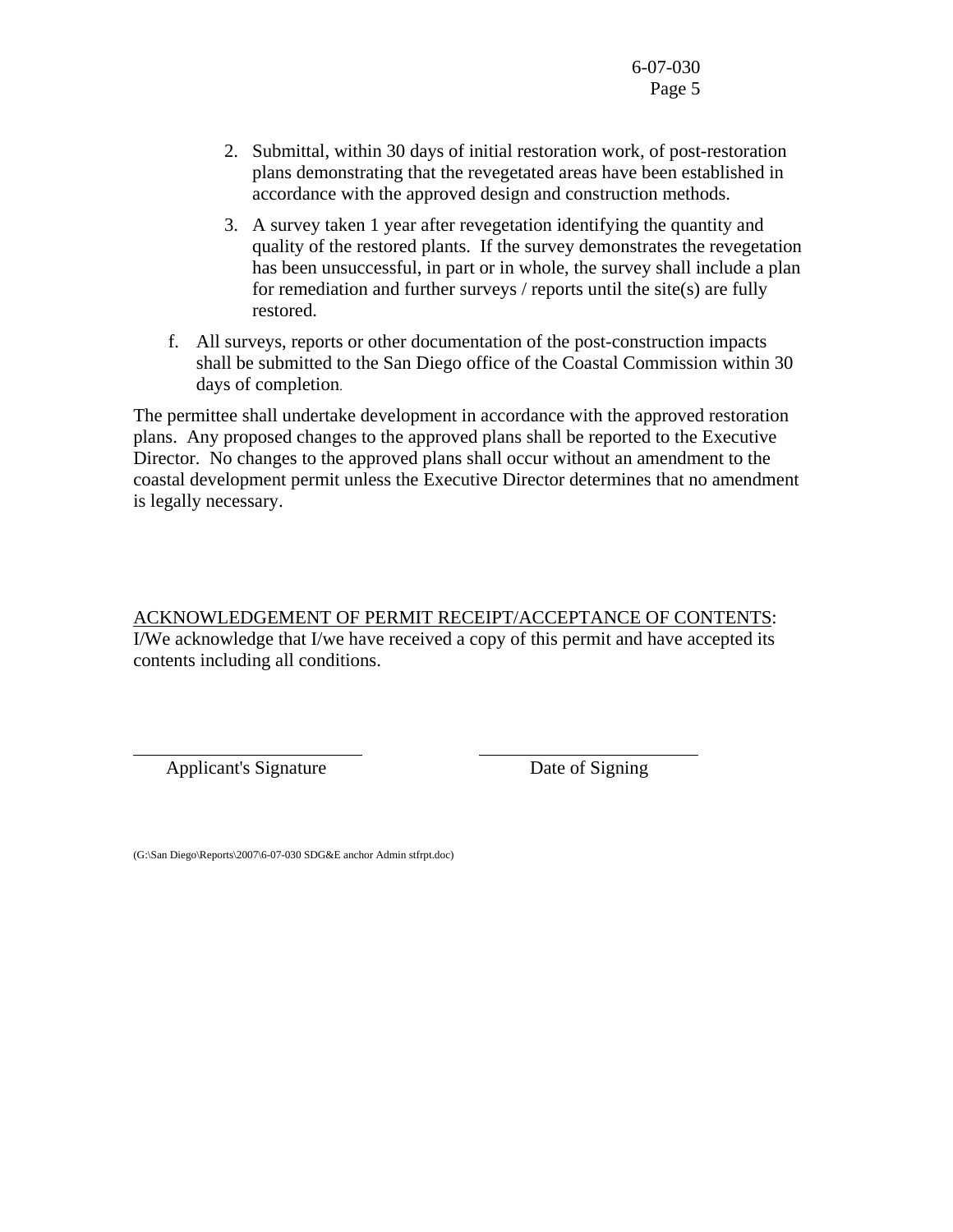2. Submittal, within 30 days of initial restoration work, of post-restoration plans demonstrating that the revegetated areas have been established in accordance with the approved design and construction methods.

3. A survey taken 1 year after revegetation identifying the quantity and quality of the restored plants. If the survey demonstrates the revegetation has been unsuccessful, in part or in whole, the survey shall include a plan for remediation and further surveys / reports until the site(s) are fully restored.

f. All surveys, reports or other documentation of the post-construction impacts shall be submitted to the San Diego office of the Coastal Commission within 30 days of completion.

The permittee shall undertake development in accordance with the approved restoration plans. Any proposed changes to the approved plans shall be reported to the Executive Director. No changes to the approved plans shall occur without an amendment to the coastal development permit unless the Executive Director determines that no amendment is legally necessary.

ACKNOWLEDGEMENT OF PERMIT RECEIPT/ACCEPTANCE OF CONTENTS:
I/We acknowledge that I/we have received a copy of this permit and have accepted its contents including all conditions.

\_\_\_\_\_\_\_\_\_\_\_\_\_\_\_\_\_\_\_\_\_\_\_\_ \_\_\_\_\_\_\_\_\_\_\_\_\_\_\_\_\_\_\_\_\_\_\_\_

Applicant's Signature Date of Signing

(G:\San Diego\Reports\2007\6-07-030 SDG&E anchor Admin stfrpt.doc)